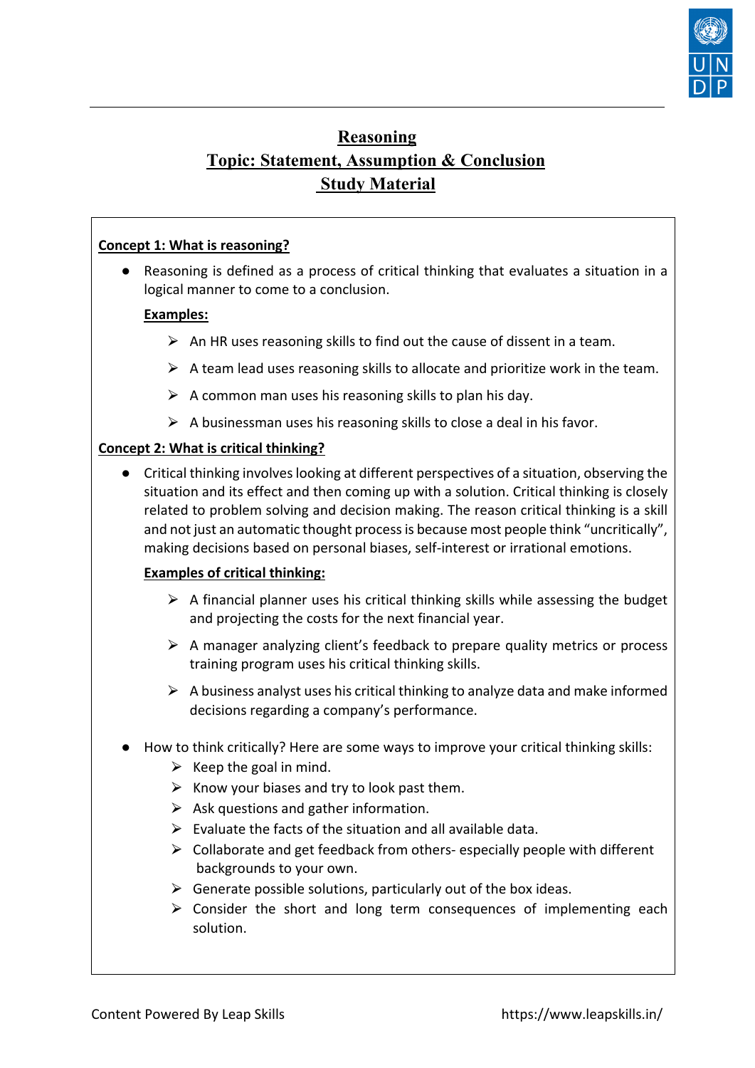# Reasoning

## Topic: Statement, Assumption & Conclusion

## Study Material

**Concept 1: What is reasoning?**

- Reasoning is defined as a process of critical thinking that evaluates a situation in a logical manner to come to a conclusion.

  **Examples:**

  - An HR uses reasoning skills to find out the cause of dissent in a team.
  - A team lead uses reasoning skills to allocate and prioritize work in the team.
  - A common man uses his reasoning skills to plan his day.
  - A businessman uses his reasoning skills to close a deal in his favor.

**Concept 2: What is critical thinking?**

- Critical thinking involves looking at different perspectives of a situation, observing the situation and its effect and then coming up with a solution. Critical thinking is closely related to problem solving and decision making. The reason critical thinking is a skill and not just an automatic thought process is because most people think "uncritically", making decisions based on personal biases, self-interest or irrational emotions.

  **Examples of critical thinking:**

  - A financial planner uses his critical thinking skills while assessing the budget and projecting the costs for the next financial year.
  - A manager analyzing client's feedback to prepare quality metrics or process training program uses his critical thinking skills.
  - A business analyst uses his critical thinking to analyze data and make informed decisions regarding a company's performance.

- How to think critically? Here are some ways to improve your critical thinking skills:
  - Keep the goal in mind.
  - Know your biases and try to look past them.
  - Ask questions and gather information.
  - Evaluate the facts of the situation and all available data.
  - Collaborate and get feedback from others- especially people with different backgrounds to your own.
  - Generate possible solutions, particularly out of the box ideas.
  - Consider the short and long term consequences of implementing each solution.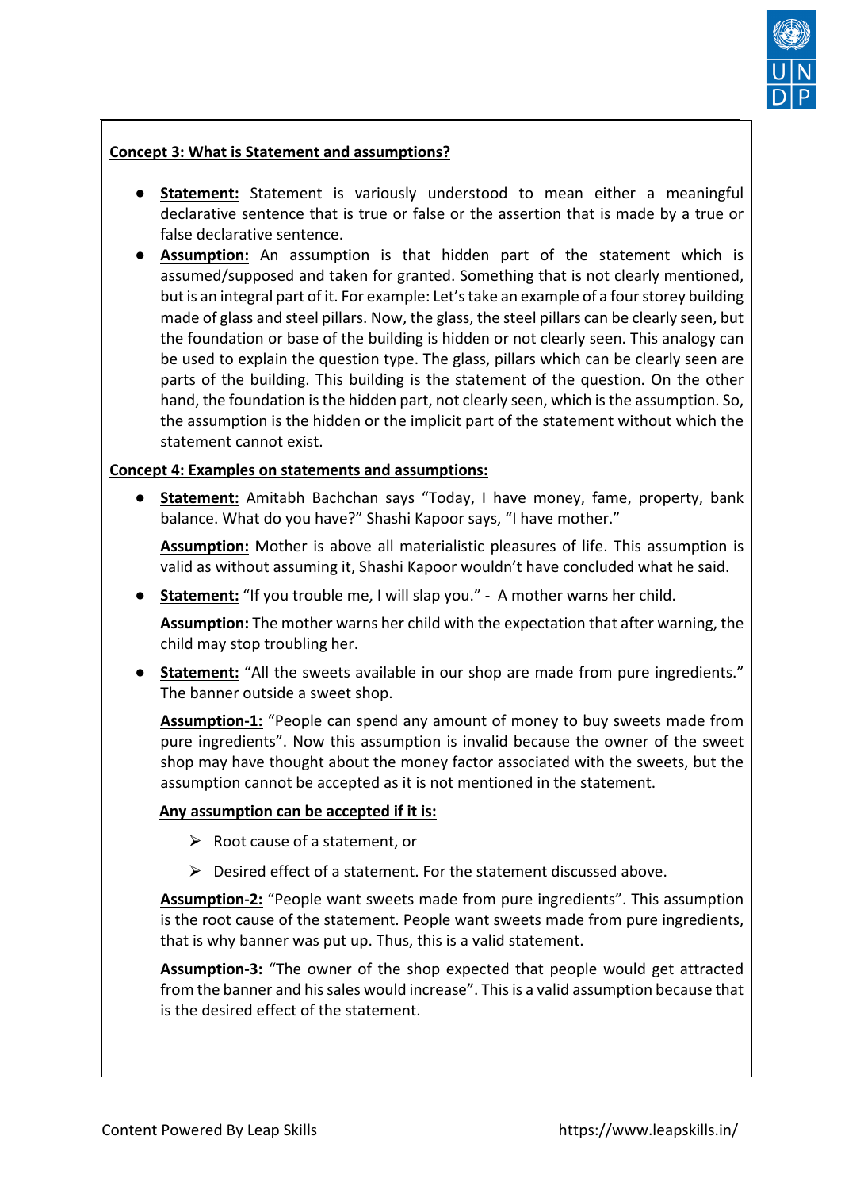**Concept 3: What is Statement and assumptions?**

- **Statement:** Statement is variously understood to mean either a meaningful declarative sentence that is true or false or the assertion that is made by a true or false declarative sentence.
- **Assumption:** An assumption is that hidden part of the statement which is assumed/supposed and taken for granted. Something that is not clearly mentioned, but is an integral part of it. For example: Let's take an example of a four storey building made of glass and steel pillars. Now, the glass, the steel pillars can be clearly seen, but the foundation or base of the building is hidden or not clearly seen. This analogy can be used to explain the question type. The glass, pillars which can be clearly seen are parts of the building. This building is the statement of the question. On the other hand, the foundation is the hidden part, not clearly seen, which is the assumption. So, the assumption is the hidden or the implicit part of the statement without which the statement cannot exist.

**Concept 4: Examples on statements and assumptions:**

- **Statement:** Amitabh Bachchan says "Today, I have money, fame, property, bank balance. What do you have?" Shashi Kapoor says, "I have mother."

  **Assumption:** Mother is above all materialistic pleasures of life. This assumption is valid as without assuming it, Shashi Kapoor wouldn't have concluded what he said.

- **Statement:** "If you trouble me, I will slap you." - A mother warns her child.

  **Assumption:** The mother warns her child with the expectation that after warning, the child may stop troubling her.

- **Statement:** "All the sweets available in our shop are made from pure ingredients." The banner outside a sweet shop.

  **Assumption-1:** "People can spend any amount of money to buy sweets made from pure ingredients". Now this assumption is invalid because the owner of the sweet shop may have thought about the money factor associated with the sweets, but the assumption cannot be accepted as it is not mentioned in the statement.

  **Any assumption can be accepted if it is:**

  - Root cause of a statement, or
  - Desired effect of a statement. For the statement discussed above.

  **Assumption-2:** "People want sweets made from pure ingredients". This assumption is the root cause of the statement. People want sweets made from pure ingredients, that is why banner was put up. Thus, this is a valid statement.

  **Assumption-3:** "The owner of the shop expected that people would get attracted from the banner and his sales would increase". This is a valid assumption because that is the desired effect of the statement.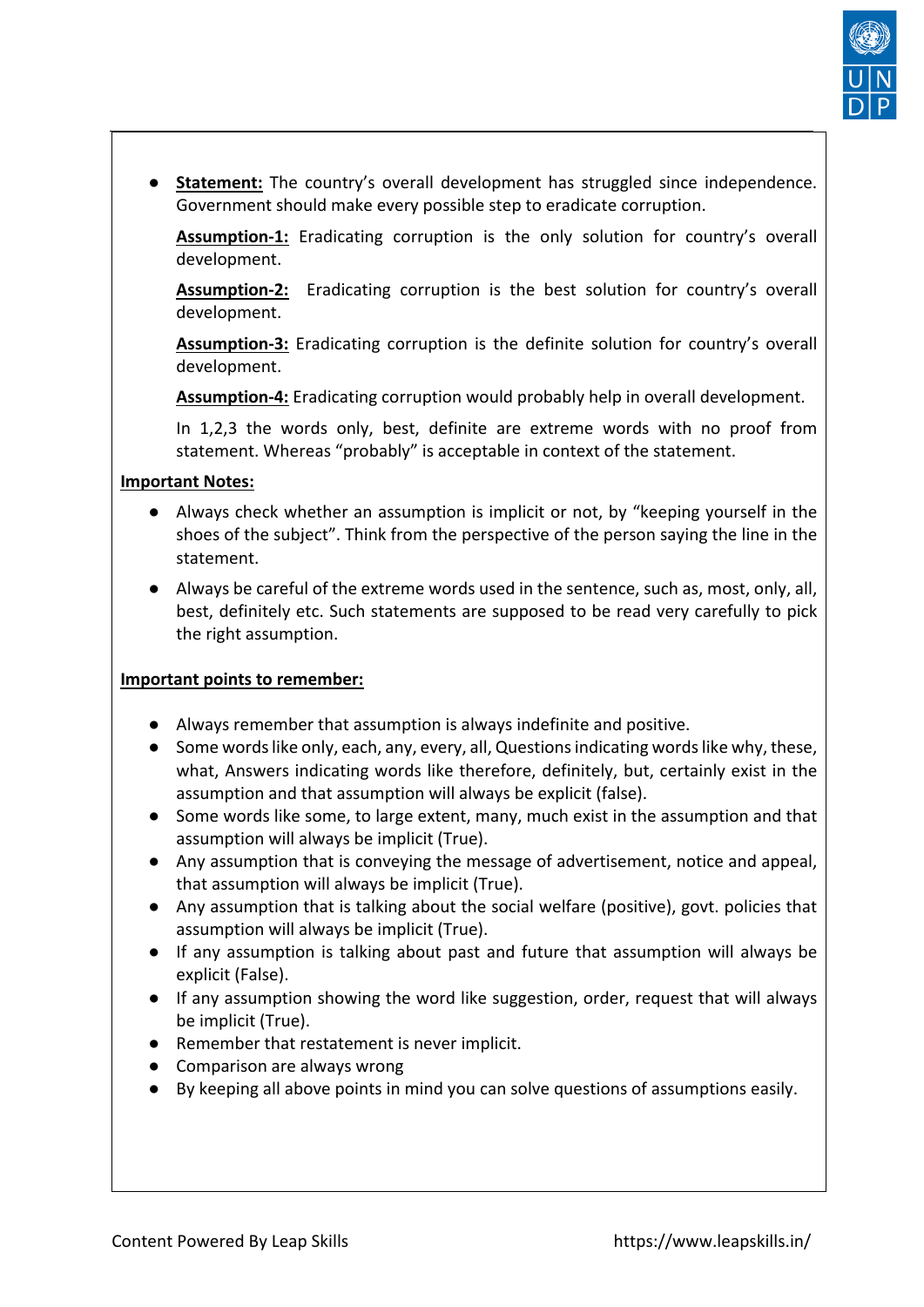- **<u>Statement:</u>** The country's overall development has struggled since independence. Government should make every possible step to eradicate corruption.

  **<u>Assumption-1:</u>** Eradicating corruption is the only solution for country's overall development.

  **<u>Assumption-2:</u>** Eradicating corruption is the best solution for country's overall development.

  **<u>Assumption-3:</u>** Eradicating corruption is the definite solution for country's overall development.

  **<u>Assumption-4:</u>** Eradicating corruption would probably help in overall development.

  In 1,2,3 the words only, best, definite are extreme words with no proof from statement. Whereas "probably" is acceptable in context of the statement.

**<u>Important Notes:</u>**

- Always check whether an assumption is implicit or not, by "keeping yourself in the shoes of the subject". Think from the perspective of the person saying the line in the statement.
- Always be careful of the extreme words used in the sentence, such as, most, only, all, best, definitely etc. Such statements are supposed to be read very carefully to pick the right assumption.

**<u>Important points to remember:</u>**

- Always remember that assumption is always indefinite and positive.
- Some words like only, each, any, every, all, Questions indicating words like why, these, what, Answers indicating words like therefore, definitely, but, certainly exist in the assumption and that assumption will always be explicit (false).
- Some words like some, to large extent, many, much exist in the assumption and that assumption will always be implicit (True).
- Any assumption that is conveying the message of advertisement, notice and appeal, that assumption will always be implicit (True).
- Any assumption that is talking about the social welfare (positive), govt. policies that assumption will always be implicit (True).
- If any assumption is talking about past and future that assumption will always be explicit (False).
- If any assumption showing the word like suggestion, order, request that will always be implicit (True).
- Remember that restatement is never implicit.
- Comparison are always wrong
- By keeping all above points in mind you can solve questions of assumptions easily.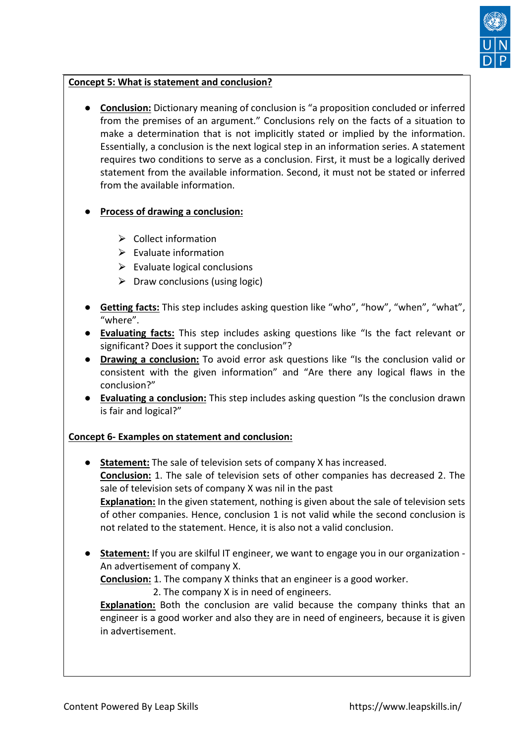**Concept 5: What is statement and conclusion?**

- **Conclusion:** Dictionary meaning of conclusion is "a proposition concluded or inferred from the premises of an argument." Conclusions rely on the facts of a situation to make a determination that is not implicitly stated or implied by the information. Essentially, a conclusion is the next logical step in an information series. A statement requires two conditions to serve as a conclusion. First, it must be a logically derived statement from the available information. Second, it must not be stated or inferred from the available information.

- **Process of drawing a conclusion:**

  - Collect information
  - Evaluate information
  - Evaluate logical conclusions
  - Draw conclusions (using logic)

- **Getting facts:** This step includes asking question like "who", "how", "when", "what", "where".
- **Evaluating facts:** This step includes asking questions like "Is the fact relevant or significant? Does it support the conclusion"?
- **Drawing a conclusion:** To avoid error ask questions like "Is the conclusion valid or consistent with the given information" and "Are there any logical flaws in the conclusion?"
- **Evaluating a conclusion:** This step includes asking question "Is the conclusion drawn is fair and logical?"

**Concept 6- Examples on statement and conclusion:**

- **Statement:** The sale of television sets of company X has increased.
  **Conclusion:** 1. The sale of television sets of other companies has decreased 2. The sale of television sets of company X was nil in the past
  **Explanation:** In the given statement, nothing is given about the sale of television sets of other companies. Hence, conclusion 1 is not valid while the second conclusion is not related to the statement. Hence, it is also not a valid conclusion.

- **Statement:** If you are skilful IT engineer, we want to engage you in our organization - An advertisement of company X.
  **Conclusion:** 1. The company X thinks that an engineer is a good worker.
  2. The company X is in need of engineers.
  **Explanation:** Both the conclusion are valid because the company thinks that an engineer is a good worker and also they are in need of engineers, because it is given in advertisement.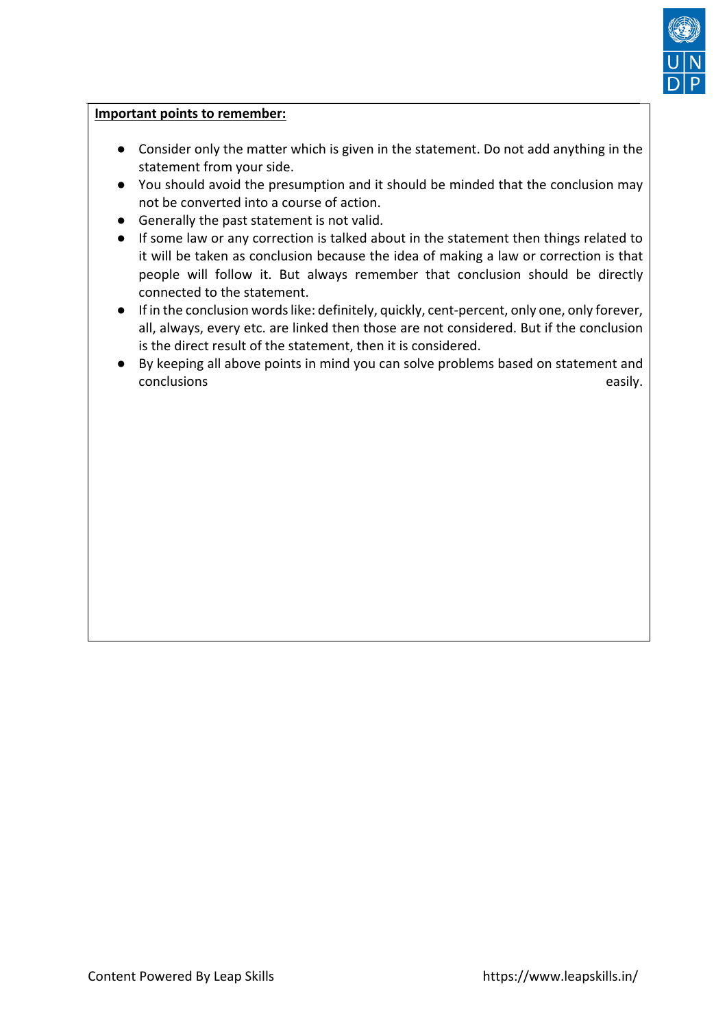**Important points to remember:**

- Consider only the matter which is given in the statement. Do not add anything in the statement from your side.
- You should avoid the presumption and it should be minded that the conclusion may not be converted into a course of action.
- Generally the past statement is not valid.
- If some law or any correction is talked about in the statement then things related to it will be taken as conclusion because the idea of making a law or correction is that people will follow it. But always remember that conclusion should be directly connected to the statement.
- If in the conclusion words like: definitely, quickly, cent-percent, only one, only forever, all, always, every etc. are linked then those are not considered. But if the conclusion is the direct result of the statement, then it is considered.
- By keeping all above points in mind you can solve problems based on statement and conclusions easily.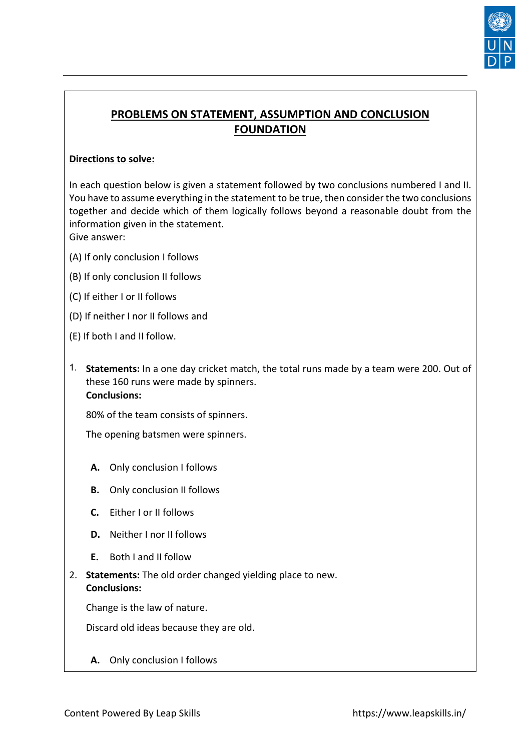## PROBLEMS ON STATEMENT, ASSUMPTION AND CONCLUSION FOUNDATION

**Directions to solve:**

In each question below is given a statement followed by two conclusions numbered I and II. You have to assume everything in the statement to be true, then consider the two conclusions together and decide which of them logically follows beyond a reasonable doubt from the information given in the statement.
Give answer:

(A) If only conclusion I follows

(B) If only conclusion II follows

(C) If either I or II follows

(D) If neither I nor II follows and

(E) If both I and II follow.

1. **Statements:** In a one day cricket match, the total runs made by a team were 200. Out of these 160 runs were made by spinners.
   **Conclusions:**

   80% of the team consists of spinners.

   The opening batsmen were spinners.

   **A.** Only conclusion I follows

   **B.** Only conclusion II follows

   **C.** Either I or II follows

   **D.** Neither I nor II follows

   **E.** Both I and II follow

2. **Statements:** The old order changed yielding place to new.
   **Conclusions:**

   Change is the law of nature.

   Discard old ideas because they are old.

   **A.** Only conclusion I follows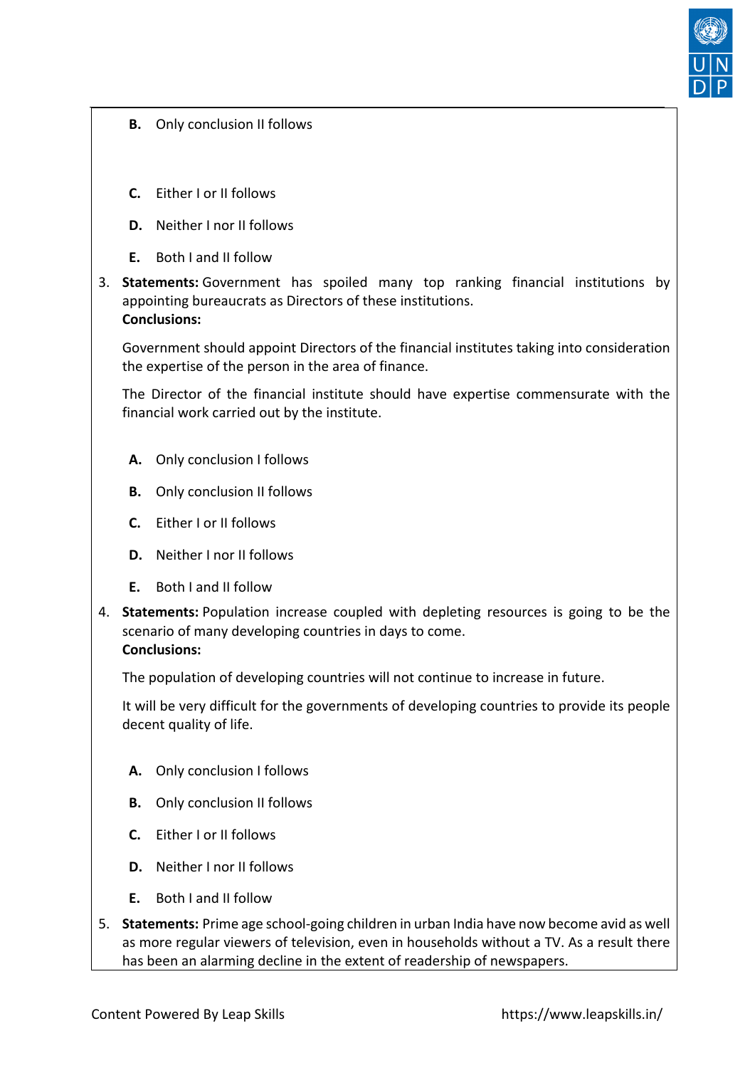**B.** Only conclusion II follows

**C.** Either I or II follows

**D.** Neither I nor II follows

**E.** Both I and II follow

3. **Statements:** Government has spoiled many top ranking financial institutions by appointing bureaucrats as Directors of these institutions.
   **Conclusions:**

   Government should appoint Directors of the financial institutes taking into consideration the expertise of the person in the area of finance.

   The Director of the financial institute should have expertise commensurate with the financial work carried out by the institute.

   **A.** Only conclusion I follows

   **B.** Only conclusion II follows

   **C.** Either I or II follows

   **D.** Neither I nor II follows

   **E.** Both I and II follow

4. **Statements:** Population increase coupled with depleting resources is going to be the scenario of many developing countries in days to come.
   **Conclusions:**

   The population of developing countries will not continue to increase in future.

   It will be very difficult for the governments of developing countries to provide its people decent quality of life.

   **A.** Only conclusion I follows

   **B.** Only conclusion II follows

   **C.** Either I or II follows

   **D.** Neither I nor II follows

   **E.** Both I and II follow

5. **Statements:** Prime age school-going children in urban India have now become avid as well as more regular viewers of television, even in households without a TV. As a result there has been an alarming decline in the extent of readership of newspapers.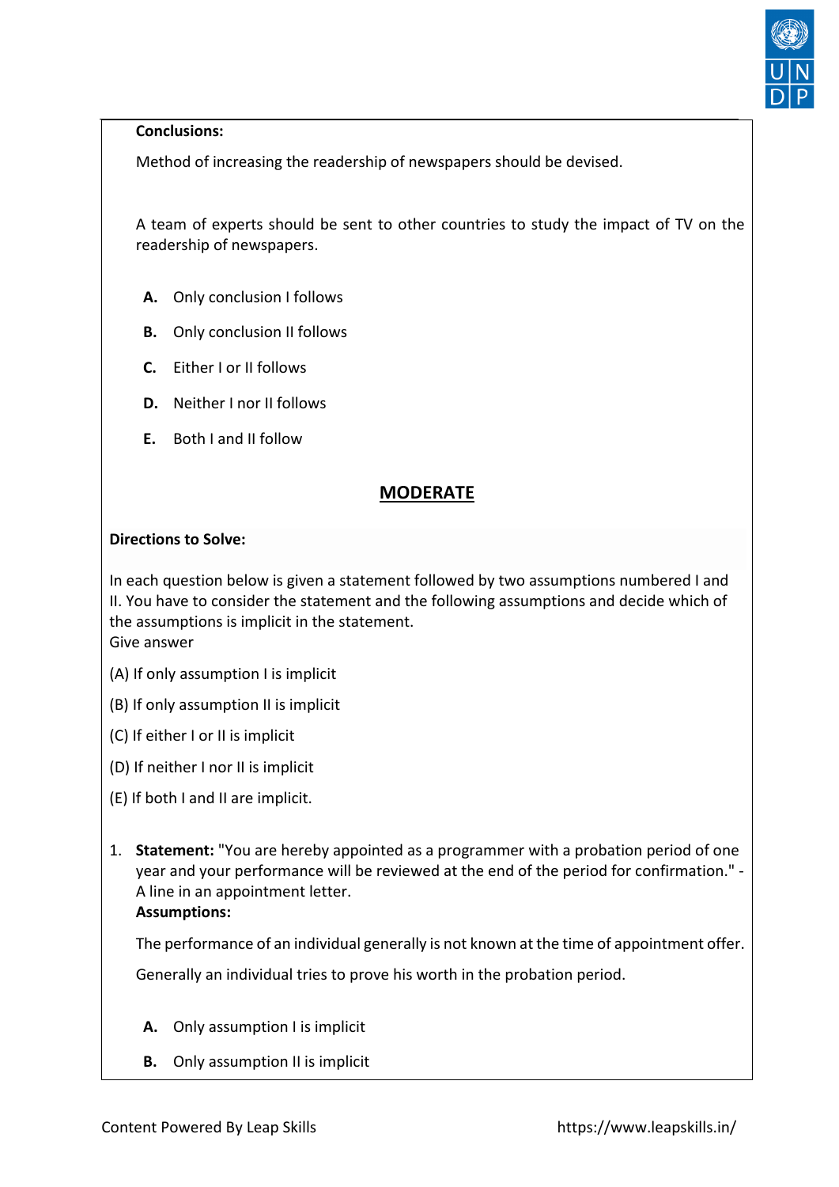**Conclusions:**

Method of increasing the readership of newspapers should be devised.

A team of experts should be sent to other countries to study the impact of TV on the readership of newspapers.

- **A.** Only conclusion I follows
- **B.** Only conclusion II follows
- **C.** Either I or II follows
- **D.** Neither I nor II follows
- **E.** Both I and II follow

## MODERATE

**Directions to Solve:**

In each question below is given a statement followed by two assumptions numbered I and II. You have to consider the statement and the following assumptions and decide which of the assumptions is implicit in the statement.
Give answer

(A) If only assumption I is implicit

(B) If only assumption II is implicit

(C) If either I or II is implicit

(D) If neither I nor II is implicit

(E) If both I and II are implicit.

1. **Statement:** "You are hereby appointed as a programmer with a probation period of one year and your performance will be reviewed at the end of the period for confirmation." - A line in an appointment letter.
   **Assumptions:**

   The performance of an individual generally is not known at the time of appointment offer.

   Generally an individual tries to prove his worth in the probation period.

   - **A.** Only assumption I is implicit
   - **B.** Only assumption II is implicit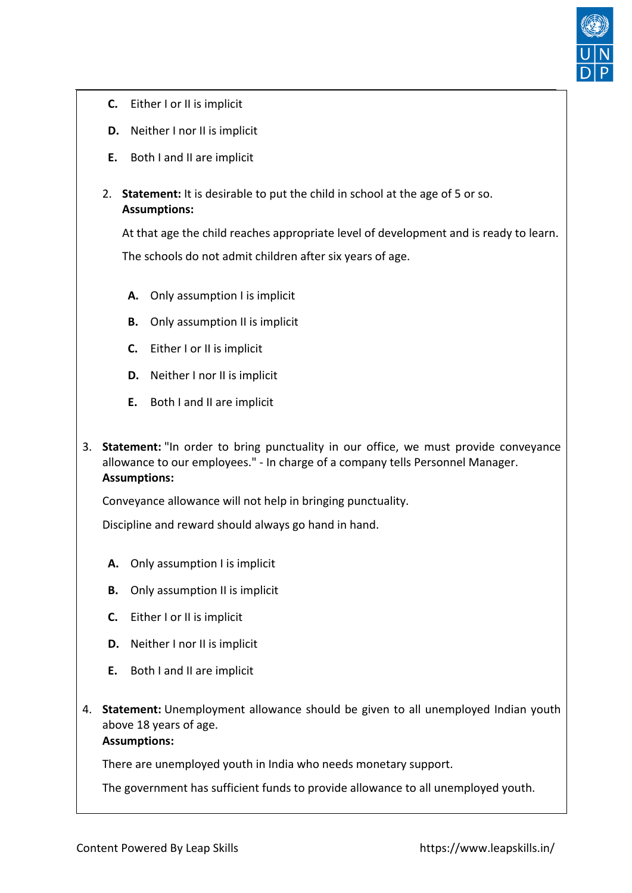C. Either I or II is implicit

D. Neither I nor II is implicit

E. Both I and II are implicit

2. **Statement:** It is desirable to put the child in school at the age of 5 or so.
   **Assumptions:**

   At that age the child reaches appropriate level of development and is ready to learn.

   The schools do not admit children after six years of age.

   A. Only assumption I is implicit

   B. Only assumption II is implicit

   C. Either I or II is implicit

   D. Neither I nor II is implicit

   E. Both I and II are implicit

3. **Statement:** "In order to bring punctuality in our office, we must provide conveyance allowance to our employees." - In charge of a company tells Personnel Manager.
   **Assumptions:**

   Conveyance allowance will not help in bringing punctuality.

   Discipline and reward should always go hand in hand.

   A. Only assumption I is implicit

   B. Only assumption II is implicit

   C. Either I or II is implicit

   D. Neither I nor II is implicit

   E. Both I and II are implicit

4. **Statement:** Unemployment allowance should be given to all unemployed Indian youth above 18 years of age.
   **Assumptions:**

   There are unemployed youth in India who needs monetary support.

   The government has sufficient funds to provide allowance to all unemployed youth.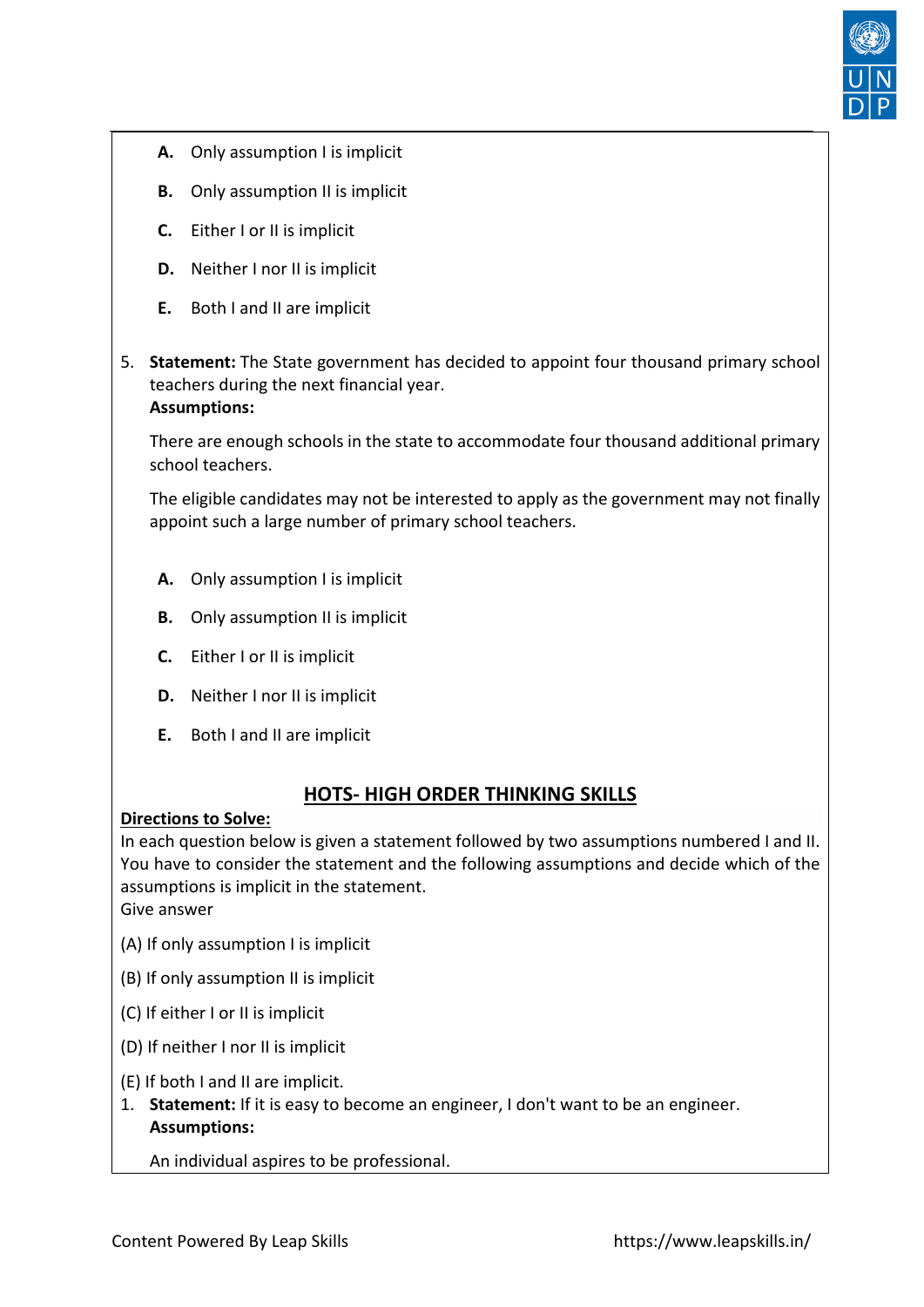- **A.** Only assumption I is implicit
- **B.** Only assumption II is implicit
- **C.** Either I or II is implicit
- **D.** Neither I nor II is implicit
- **E.** Both I and II are implicit

5. **Statement:** The State government has decided to appoint four thousand primary school teachers during the next financial year.
   **Assumptions:**

   There are enough schools in the state to accommodate four thousand additional primary school teachers.

   The eligible candidates may not be interested to apply as the government may not finally appoint such a large number of primary school teachers.

   - **A.** Only assumption I is implicit
   - **B.** Only assumption II is implicit
   - **C.** Either I or II is implicit
   - **D.** Neither I nor II is implicit
   - **E.** Both I and II are implicit

## HOTS- HIGH ORDER THINKING SKILLS

**Directions to Solve:**

In each question below is given a statement followed by two assumptions numbered I and II. You have to consider the statement and the following assumptions and decide which of the assumptions is implicit in the statement.
Give answer

(A) If only assumption I is implicit

(B) If only assumption II is implicit

(C) If either I or II is implicit

(D) If neither I nor II is implicit

(E) If both I and II are implicit.

1. **Statement:** If it is easy to become an engineer, I don't want to be an engineer.
   **Assumptions:**

   An individual aspires to be professional.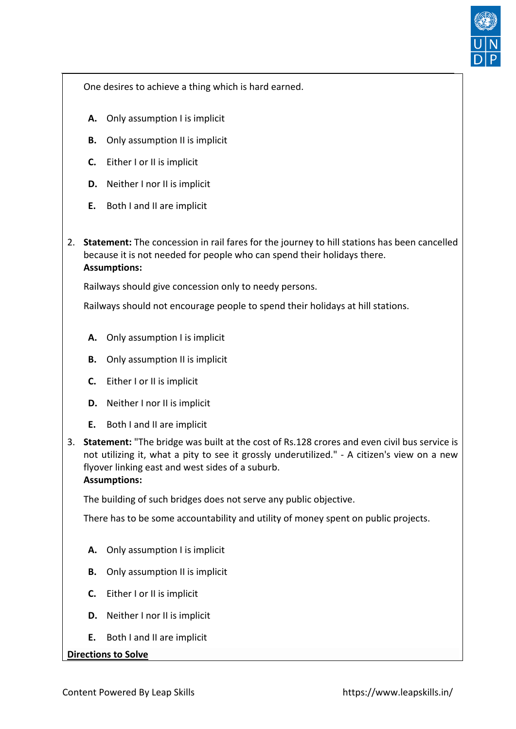One desires to achieve a thing which is hard earned.

- **A.** Only assumption I is implicit
- **B.** Only assumption II is implicit
- **C.** Either I or II is implicit
- **D.** Neither I nor II is implicit
- **E.** Both I and II are implicit

2. **Statement:** The concession in rail fares for the journey to hill stations has been cancelled because it is not needed for people who can spend their holidays there.
   **Assumptions:**

   Railways should give concession only to needy persons.

   Railways should not encourage people to spend their holidays at hill stations.

   - **A.** Only assumption I is implicit
   - **B.** Only assumption II is implicit
   - **C.** Either I or II is implicit
   - **D.** Neither I nor II is implicit
   - **E.** Both I and II are implicit

3. **Statement:** "The bridge was built at the cost of Rs.128 crores and even civil bus service is not utilizing it, what a pity to see it grossly underutilized." - A citizen's view on a new flyover linking east and west sides of a suburb.
   **Assumptions:**

   The building of such bridges does not serve any public objective.

   There has to be some accountability and utility of money spent on public projects.

   - **A.** Only assumption I is implicit
   - **B.** Only assumption II is implicit
   - **C.** Either I or II is implicit
   - **D.** Neither I nor II is implicit
   - **E.** Both I and II are implicit

**Directions to Solve**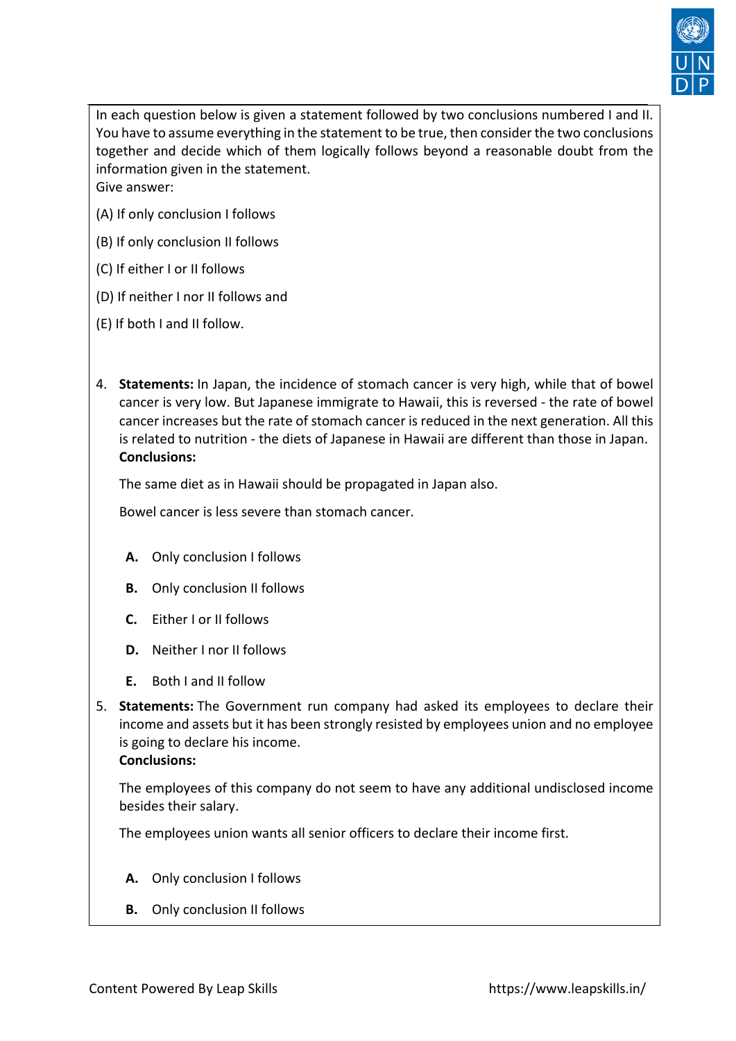In each question below is given a statement followed by two conclusions numbered I and II. You have to assume everything in the statement to be true, then consider the two conclusions together and decide which of them logically follows beyond a reasonable doubt from the information given in the statement.
Give answer:

(A) If only conclusion I follows

(B) If only conclusion II follows

(C) If either I or II follows

(D) If neither I nor II follows and

(E) If both I and II follow.

4. **Statements:** In Japan, the incidence of stomach cancer is very high, while that of bowel cancer is very low. But Japanese immigrate to Hawaii, this is reversed - the rate of bowel cancer increases but the rate of stomach cancer is reduced in the next generation. All this is related to nutrition - the diets of Japanese in Hawaii are different than those in Japan.
   **Conclusions:**

   The same diet as in Hawaii should be propagated in Japan also.

   Bowel cancer is less severe than stomach cancer.

   **A.** Only conclusion I follows

   **B.** Only conclusion II follows

   **C.** Either I or II follows

   **D.** Neither I nor II follows

   **E.** Both I and II follow

5. **Statements:** The Government run company had asked its employees to declare their income and assets but it has been strongly resisted by employees union and no employee is going to declare his income.
   **Conclusions:**

   The employees of this company do not seem to have any additional undisclosed income besides their salary.

   The employees union wants all senior officers to declare their income first.

   **A.** Only conclusion I follows

   **B.** Only conclusion II follows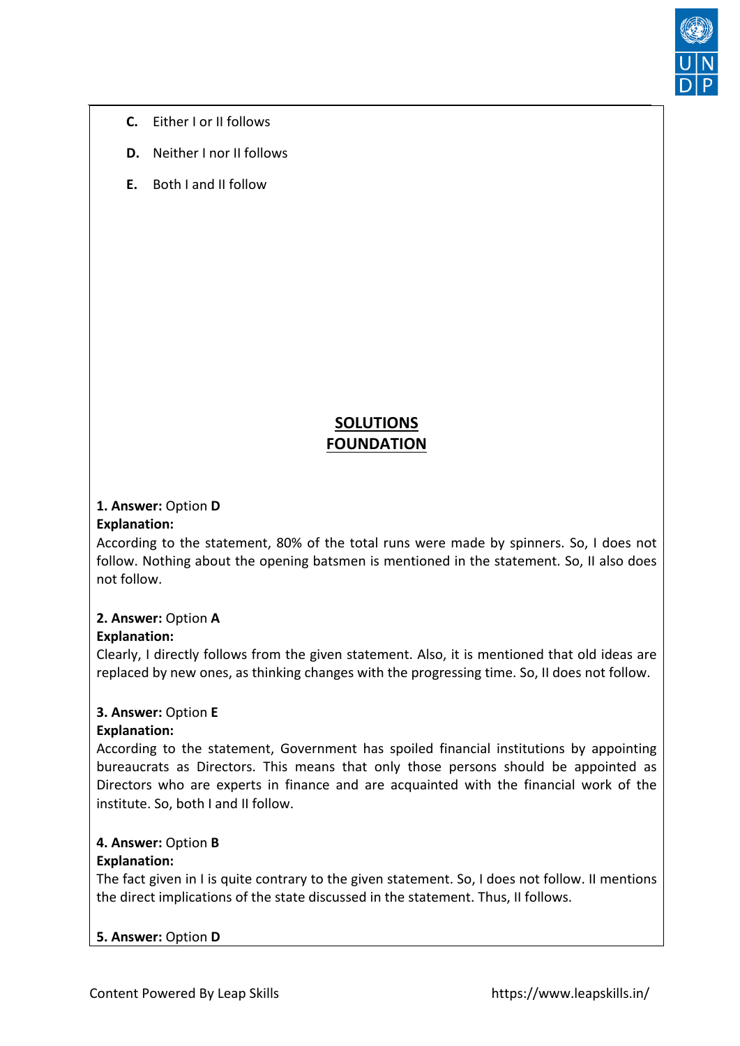**C.** Either I or II follows

**D.** Neither I nor II follows

**E.** Both I and II follow

## SOLUTIONS
## FOUNDATION

**1. Answer:** Option **D**
**Explanation:**
According to the statement, 80% of the total runs were made by spinners. So, I does not follow. Nothing about the opening batsmen is mentioned in the statement. So, II also does not follow.

**2. Answer:** Option **A**
**Explanation:**
Clearly, I directly follows from the given statement. Also, it is mentioned that old ideas are replaced by new ones, as thinking changes with the progressing time. So, II does not follow.

**3. Answer:** Option **E**
**Explanation:**
According to the statement, Government has spoiled financial institutions by appointing bureaucrats as Directors. This means that only those persons should be appointed as Directors who are experts in finance and are acquainted with the financial work of the institute. So, both I and II follow.

**4. Answer:** Option **B**
**Explanation:**
The fact given in I is quite contrary to the given statement. So, I does not follow. II mentions the direct implications of the state discussed in the statement. Thus, II follows.

**5. Answer:** Option **D**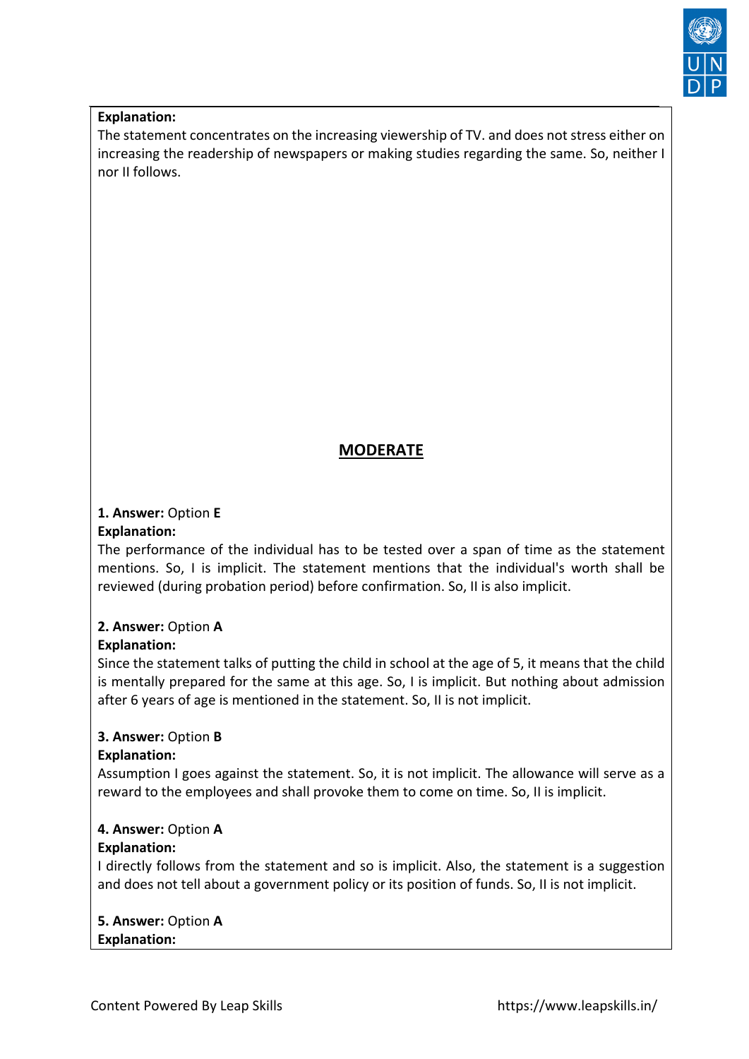**Explanation:**
The statement concentrates on the increasing viewership of TV. and does not stress either on increasing the readership of newspapers or making studies regarding the same. So, neither I nor II follows.

## MODERATE

**1. Answer:** Option **E**

**Explanation:**
The performance of the individual has to be tested over a span of time as the statement mentions. So, I is implicit. The statement mentions that the individual's worth shall be reviewed (during probation period) before confirmation. So, II is also implicit.

**2. Answer:** Option **A**

**Explanation:**
Since the statement talks of putting the child in school at the age of 5, it means that the child is mentally prepared for the same at this age. So, I is implicit. But nothing about admission after 6 years of age is mentioned in the statement. So, II is not implicit.

**3. Answer:** Option **B**

**Explanation:**
Assumption I goes against the statement. So, it is not implicit. The allowance will serve as a reward to the employees and shall provoke them to come on time. So, II is implicit.

**4. Answer:** Option **A**

**Explanation:**
I directly follows from the statement and so is implicit. Also, the statement is a suggestion and does not tell about a government policy or its position of funds. So, II is not implicit.

**5. Answer:** Option **A**

**Explanation:**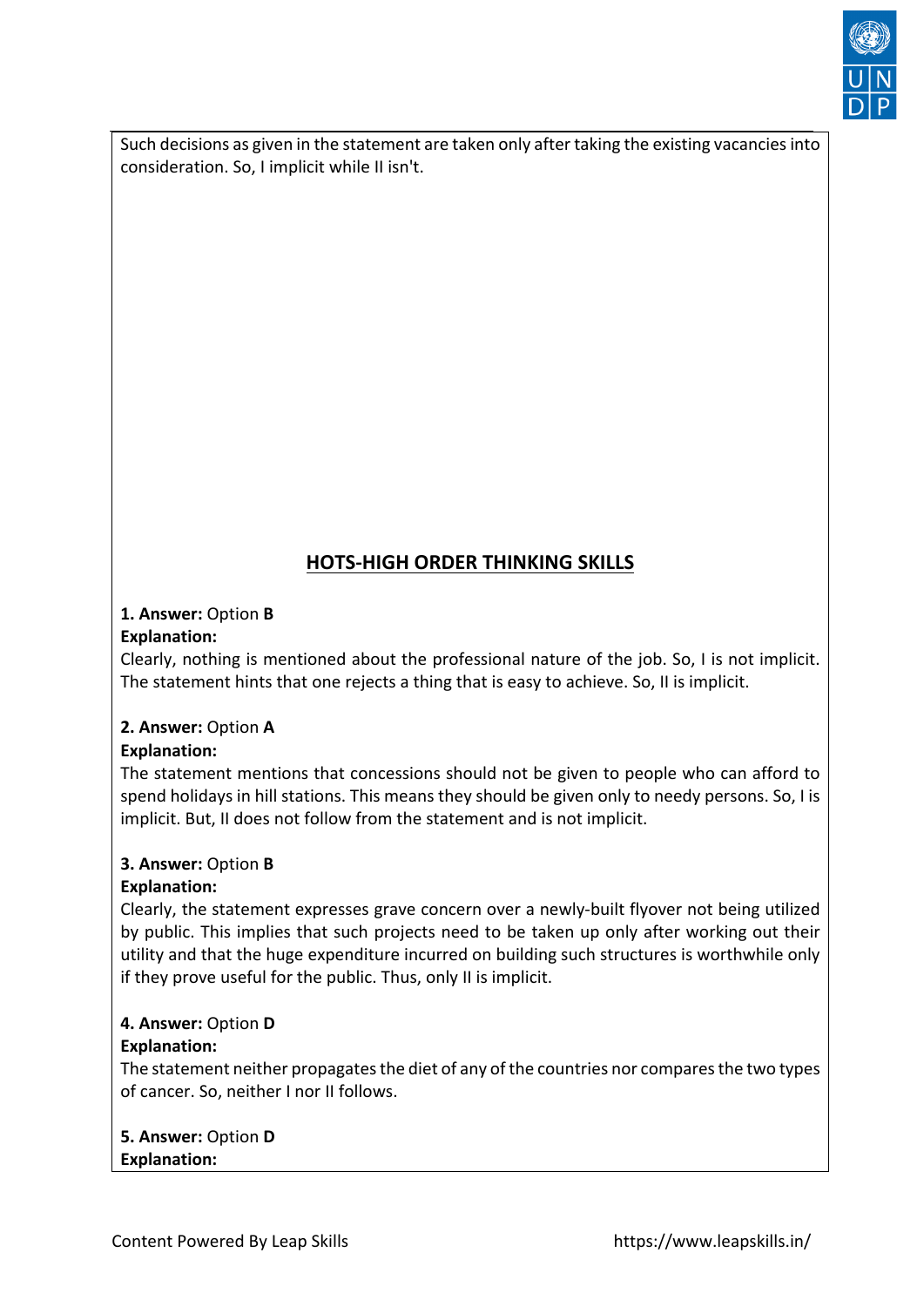Such decisions as given in the statement are taken only after taking the existing vacancies into consideration. So, I implicit while II isn't.

## HOTS-HIGH ORDER THINKING SKILLS

**1. Answer:** Option **B**
**Explanation:**
Clearly, nothing is mentioned about the professional nature of the job. So, I is not implicit. The statement hints that one rejects a thing that is easy to achieve. So, II is implicit.

**2. Answer:** Option **A**
**Explanation:**
The statement mentions that concessions should not be given to people who can afford to spend holidays in hill stations. This means they should be given only to needy persons. So, I is implicit. But, II does not follow from the statement and is not implicit.

**3. Answer:** Option **B**
**Explanation:**
Clearly, the statement expresses grave concern over a newly-built flyover not being utilized by public. This implies that such projects need to be taken up only after working out their utility and that the huge expenditure incurred on building such structures is worthwhile only if they prove useful for the public. Thus, only II is implicit.

**4. Answer:** Option **D**
**Explanation:**
The statement neither propagates the diet of any of the countries nor compares the two types of cancer. So, neither I nor II follows.

**5. Answer:** Option **D**
**Explanation:**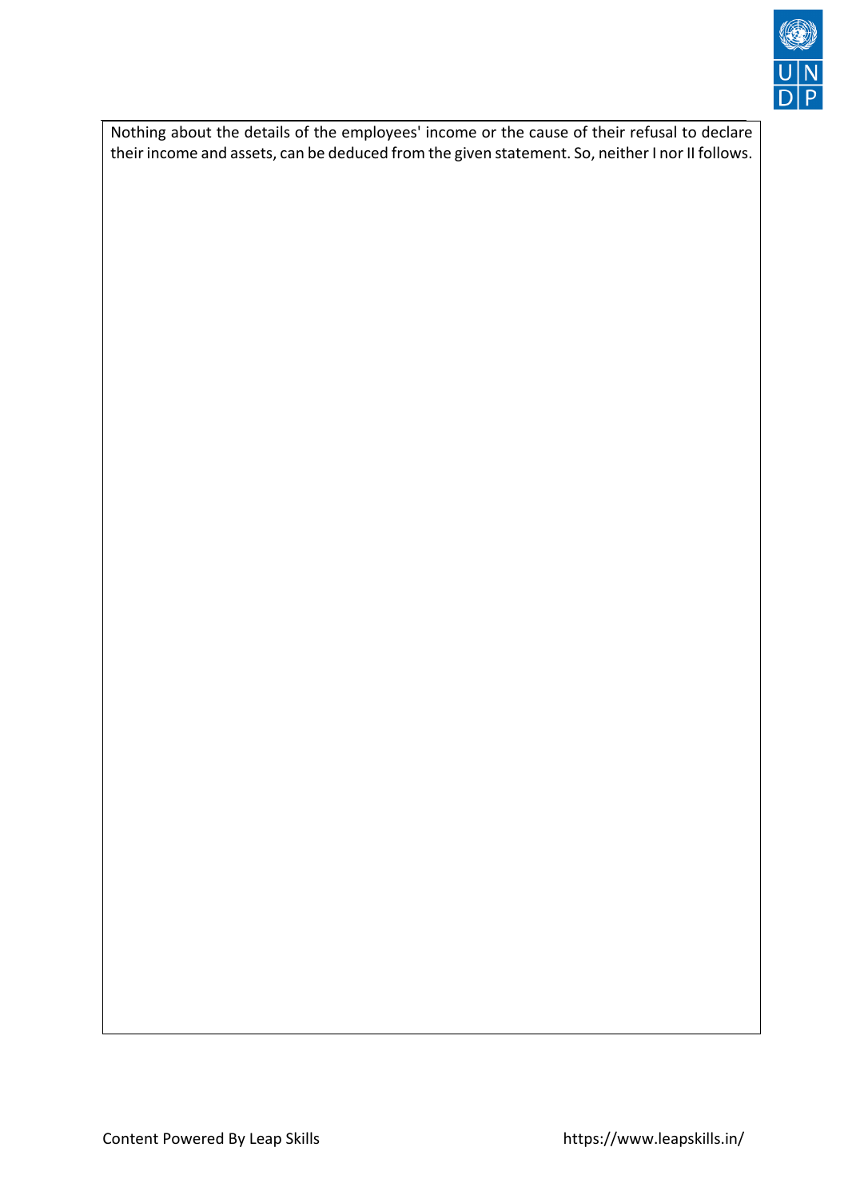Nothing about the details of the employees' income or the cause of their refusal to declare their income and assets, can be deduced from the given statement. So, neither I nor II follows.